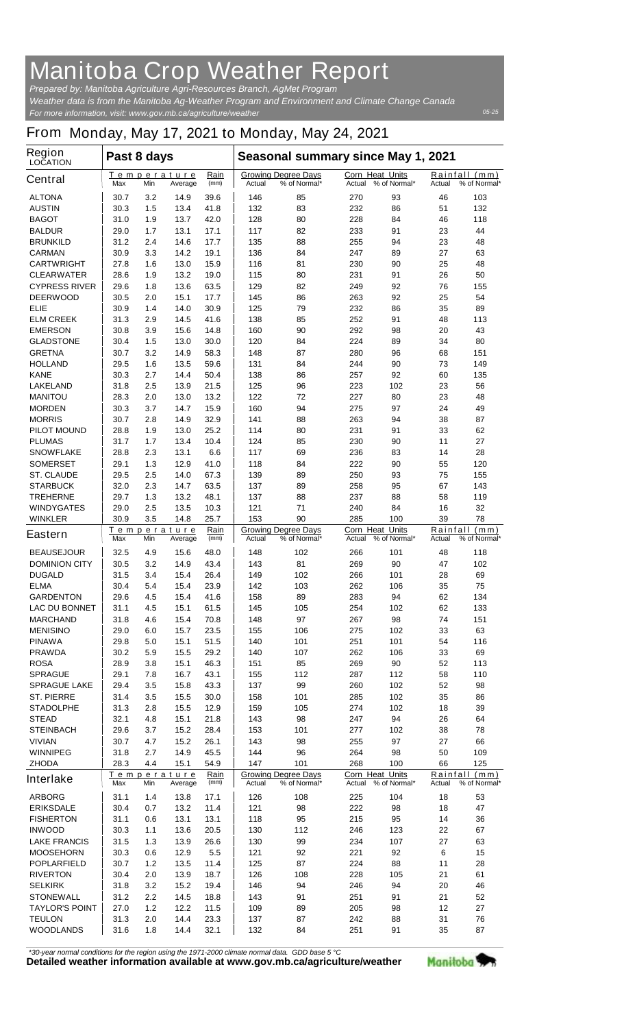# Manitoba Crop Weather Report

*Prepared by: Manitoba Agriculture Agri-Resources Branch, AgMet Program*

*Weather data is from the Manitoba Ag-Weather Program and Environment and Climate Change Canada*

*For more information, visit: www.gov.mb.ca/agriculture/weather*

*05-25*

## From Monday, May 17, 2021 to Monday, May 24, 2021

| Region LOCATION | Past 8 days | | | | Seasonal summary since May 1, 2021 | | | | | |
|---|---|---|---|---|---|---|---|---|---|---|
| **Central** | Temperature Max | Temperature Min | Temperature Average | Rain (mm) | Growing Degree Days Actual | Growing Degree Days % of Normal* | Corn Heat Units Actual | Corn Heat Units % of Normal* | Rainfall (mm) Actual | Rainfall (mm) % of Normal* |
| ALTONA | 30.7 | 3.2 | 14.9 | 39.6 | 146 | 85 | 270 | 93 | 46 | 103 |
| AUSTIN | 30.3 | 1.5 | 13.4 | 41.8 | 132 | 83 | 232 | 86 | 51 | 132 |
| BAGOT | 31.0 | 1.9 | 13.7 | 42.0 | 128 | 80 | 228 | 84 | 46 | 118 |
| BALDUR | 29.0 | 1.7 | 13.1 | 17.1 | 117 | 82 | 233 | 91 | 23 | 44 |
| BRUNKILD | 31.2 | 2.4 | 14.6 | 17.7 | 135 | 88 | 255 | 94 | 23 | 48 |
| CARMAN | 30.9 | 3.3 | 14.2 | 19.1 | 136 | 84 | 247 | 89 | 27 | 63 |
| CARTWRIGHT | 27.8 | 1.6 | 13.0 | 15.9 | 116 | 81 | 230 | 90 | 25 | 48 |
| CLEARWATER | 28.6 | 1.9 | 13.2 | 19.0 | 115 | 80 | 231 | 91 | 26 | 50 |
| CYPRESS RIVER | 29.6 | 1.8 | 13.6 | 63.5 | 129 | 82 | 249 | 92 | 76 | 155 |
| DEERWOOD | 30.5 | 2.0 | 15.1 | 17.7 | 145 | 86 | 263 | 92 | 25 | 54 |
| ELIE | 30.9 | 1.4 | 14.0 | 30.9 | 125 | 79 | 232 | 86 | 35 | 89 |
| ELM CREEK | 31.3 | 2.9 | 14.5 | 41.6 | 138 | 85 | 252 | 91 | 48 | 113 |
| EMERSON | 30.8 | 3.9 | 15.6 | 14.8 | 160 | 90 | 292 | 98 | 20 | 43 |
| GLADSTONE | 30.4 | 1.5 | 13.0 | 30.0 | 120 | 84 | 224 | 89 | 34 | 80 |
| GRETNA | 30.7 | 3.2 | 14.9 | 58.3 | 148 | 87 | 280 | 96 | 68 | 151 |
| HOLLAND | 29.5 | 1.6 | 13.5 | 59.6 | 131 | 84 | 244 | 90 | 73 | 149 |
| KANE | 30.3 | 2.7 | 14.4 | 50.4 | 138 | 86 | 257 | 92 | 60 | 135 |
| LAKELAND | 31.8 | 2.5 | 13.9 | 21.5 | 125 | 96 | 223 | 102 | 23 | 56 |
| MANITOU | 28.3 | 2.0 | 13.0 | 13.2 | 122 | 72 | 227 | 80 | 23 | 48 |
| MORDEN | 30.3 | 3.7 | 14.7 | 15.9 | 160 | 94 | 275 | 97 | 24 | 49 |
| MORRIS | 30.7 | 2.8 | 14.9 | 32.9 | 141 | 88 | 263 | 94 | 38 | 87 |
| PILOT MOUND | 28.8 | 1.9 | 13.0 | 25.2 | 114 | 80 | 231 | 91 | 33 | 62 |
| PLUMAS | 31.7 | 1.7 | 13.4 | 10.4 | 124 | 85 | 230 | 90 | 11 | 27 |
| SNOWFLAKE | 28.8 | 2.3 | 13.1 | 6.6 | 117 | 69 | 236 | 83 | 14 | 28 |
| SOMERSET | 29.1 | 1.3 | 12.9 | 41.0 | 118 | 84 | 222 | 90 | 55 | 120 |
| ST. CLAUDE | 29.5 | 2.5 | 14.0 | 67.3 | 139 | 89 | 250 | 93 | 75 | 155 |
| STARBUCK | 32.0 | 2.3 | 14.7 | 63.5 | 137 | 89 | 258 | 95 | 67 | 143 |
| TREHERNE | 29.7 | 1.3 | 13.2 | 48.1 | 137 | 88 | 237 | 88 | 58 | 119 |
| WINDYGATES | 29.0 | 2.5 | 13.5 | 10.3 | 121 | 71 | 240 | 84 | 16 | 32 |
| WINKLER | 30.9 | 3.5 | 14.8 | 25.7 | 153 | 90 | 285 | 100 | 39 | 78 |
| **Eastern** | Temperature Max | Temperature Min | Temperature Average | Rain (mm) | Growing Degree Days Actual | Growing Degree Days % of Normal* | Corn Heat Units Actual | Corn Heat Units % of Normal* | Rainfall (mm) Actual | Rainfall (mm) % of Normal* |
| BEAUSEJOUR | 32.5 | 4.9 | 15.6 | 48.0 | 148 | 102 | 266 | 101 | 48 | 118 |
| DOMINION CITY | 30.5 | 3.2 | 14.9 | 43.4 | 143 | 81 | 269 | 90 | 47 | 102 |
| DUGALD | 31.5 | 3.4 | 15.4 | 26.4 | 149 | 102 | 266 | 101 | 28 | 69 |
| ELMA | 30.4 | 5.4 | 15.4 | 23.9 | 142 | 103 | 262 | 106 | 35 | 75 |
| GARDENTON | 29.6 | 4.5 | 15.4 | 41.6 | 158 | 89 | 283 | 94 | 62 | 134 |
| LAC DU BONNET | 31.1 | 4.5 | 15.1 | 61.5 | 145 | 105 | 254 | 102 | 62 | 133 |
| MARCHAND | 31.8 | 4.6 | 15.4 | 70.8 | 148 | 97 | 267 | 98 | 74 | 151 |
| MENISINO | 29.0 | 6.0 | 15.7 | 23.5 | 155 | 106 | 275 | 102 | 33 | 63 |
| PINAWA | 29.8 | 5.0 | 15.1 | 51.5 | 140 | 101 | 251 | 101 | 54 | 116 |
| PRAWDA | 30.2 | 5.9 | 15.5 | 29.2 | 140 | 107 | 262 | 106 | 33 | 69 |
| ROSA | 28.9 | 3.8 | 15.1 | 46.3 | 151 | 85 | 269 | 90 | 52 | 113 |
| SPRAGUE | 29.1 | 7.8 | 16.7 | 43.1 | 155 | 112 | 287 | 112 | 58 | 110 |
| SPRAGUE LAKE | 29.4 | 3.5 | 15.8 | 43.3 | 137 | 99 | 260 | 102 | 52 | 98 |
| ST. PIERRE | 31.4 | 3.5 | 15.5 | 30.0 | 158 | 101 | 285 | 102 | 35 | 86 |
| STADOLPHE | 31.3 | 2.8 | 15.5 | 12.9 | 159 | 105 | 274 | 102 | 18 | 39 |
| STEAD | 32.1 | 4.8 | 15.1 | 21.8 | 143 | 98 | 247 | 94 | 26 | 64 |
| STEINBACH | 29.6 | 3.7 | 15.2 | 28.4 | 153 | 101 | 277 | 102 | 38 | 78 |
| VIVIAN | 30.7 | 4.7 | 15.2 | 26.1 | 143 | 98 | 255 | 97 | 27 | 66 |
| WINNIPEG | 31.8 | 2.7 | 14.9 | 45.5 | 144 | 96 | 264 | 98 | 50 | 109 |
| ZHODA | 28.3 | 4.4 | 15.1 | 54.9 | 147 | 101 | 268 | 100 | 66 | 125 |
| **Interlake** | Temperature Max | Temperature Min | Temperature Average | Rain (mm) | Growing Degree Days Actual | Growing Degree Days % of Normal* | Corn Heat Units Actual | Corn Heat Units % of Normal* | Rainfall (mm) Actual | Rainfall (mm) % of Normal* |
| ARBORG | 31.1 | 1.4 | 13.8 | 17.1 | 126 | 108 | 225 | 104 | 18 | 53 |
| ERIKSDALE | 30.4 | 0.7 | 13.2 | 11.4 | 121 | 98 | 222 | 98 | 18 | 47 |
| FISHERTON | 31.1 | 0.6 | 13.1 | 13.1 | 118 | 95 | 215 | 95 | 14 | 36 |
| INWOOD | 30.3 | 1.1 | 13.6 | 20.5 | 130 | 112 | 246 | 123 | 22 | 67 |
| LAKE FRANCIS | 31.5 | 1.3 | 13.9 | 26.6 | 130 | 99 | 234 | 107 | 27 | 63 |
| MOOSEHORN | 30.3 | 0.6 | 12.9 | 5.5 | 121 | 92 | 221 | 92 | 6 | 15 |
| POPLARFIELD | 30.7 | 1.2 | 13.5 | 11.4 | 125 | 87 | 224 | 88 | 11 | 28 |
| RIVERTON | 30.4 | 2.0 | 13.9 | 18.7 | 126 | 108 | 228 | 105 | 21 | 61 |
| SELKIRK | 31.8 | 3.2 | 15.2 | 19.4 | 146 | 94 | 246 | 94 | 20 | 46 |
| STONEWALL | 31.2 | 2.2 | 14.5 | 18.8 | 143 | 91 | 251 | 91 | 21 | 52 |
| TAYLOR'S POINT | 27.0 | 1.2 | 12.2 | 11.5 | 109 | 89 | 205 | 98 | 12 | 27 |
| TEULON | 31.3 | 2.0 | 14.4 | 23.3 | 137 | 87 | 242 | 88 | 31 | 76 |
| WOODLANDS | 31.6 | 1.8 | 14.4 | 32.1 | 132 | 84 | 251 | 91 | 35 | 87 |

*\*30-year normal conditions for the region using the 1971-2000 climate normal data. GDD base 5 °C*

**Detailed weather information available at www.gov.mb.ca/agriculture/weather**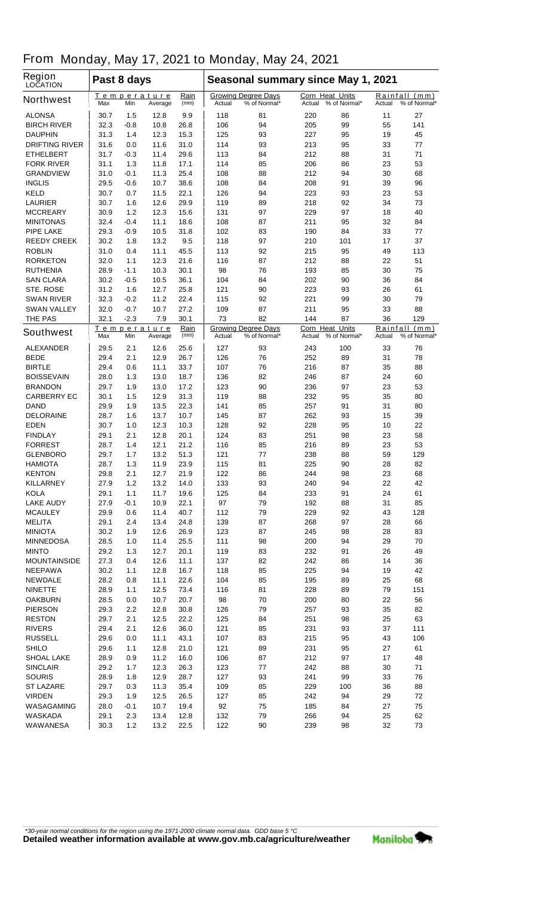# From Monday, May 17, 2021 to Monday, May 24, 2021

| Region LOCATION | Past 8 days | | | | Seasonal summary since May 1, 2021 | | | | | |
|---|---|---|---|---|---|---|---|---|---|---|
| **Northwest** | Temperature Max | Min | Average | Rain (mm) | Growing Degree Days Actual | % of Normal* | Corn Heat Units Actual | % of Normal* | Rainfall (mm) Actual | % of Normal* |
| ALONSA | 30.7 | 1.5 | 12.8 | 9.9 | 118 | 81 | 220 | 86 | 11 | 27 |
| BIRCH RIVER | 32.3 | -0.8 | 10.8 | 26.8 | 106 | 94 | 205 | 99 | 55 | 141 |
| DAUPHIN | 31.3 | 1.4 | 12.3 | 15.3 | 125 | 93 | 227 | 95 | 19 | 45 |
| DRIFTING RIVER | 31.6 | 0.0 | 11.6 | 31.0 | 114 | 93 | 213 | 95 | 33 | 77 |
| ETHELBERT | 31.7 | -0.3 | 11.4 | 29.6 | 113 | 84 | 212 | 88 | 31 | 71 |
| FORK RIVER | 31.1 | 1.3 | 11.8 | 17.1 | 114 | 85 | 206 | 86 | 23 | 53 |
| GRANDVIEW | 31.0 | -0.1 | 11.3 | 25.4 | 108 | 88 | 212 | 94 | 30 | 68 |
| INGLIS | 29.5 | -0.6 | 10.7 | 38.6 | 108 | 84 | 208 | 91 | 39 | 96 |
| KELD | 30.7 | 0.7 | 11.5 | 22.1 | 126 | 94 | 223 | 93 | 23 | 53 |
| LAURIER | 30.7 | 1.6 | 12.6 | 29.9 | 119 | 89 | 218 | 92 | 34 | 73 |
| MCCREARY | 30.9 | 1.2 | 12.3 | 15.6 | 131 | 97 | 229 | 97 | 18 | 40 |
| MINITONAS | 32.4 | -0.4 | 11.1 | 18.6 | 108 | 87 | 211 | 95 | 32 | 84 |
| PIPE LAKE | 29.3 | -0.9 | 10.5 | 31.8 | 102 | 83 | 190 | 84 | 33 | 77 |
| REEDY CREEK | 30.2 | 1.8 | 13.2 | 9.5 | 118 | 97 | 210 | 101 | 17 | 37 |
| ROBLIN | 31.0 | 0.4 | 11.1 | 45.5 | 113 | 92 | 215 | 95 | 49 | 113 |
| RORKETON | 32.0 | 1.1 | 12.3 | 21.6 | 116 | 87 | 212 | 88 | 22 | 51 |
| RUTHENIA | 28.9 | -1.1 | 10.3 | 30.1 | 98 | 76 | 193 | 85 | 30 | 75 |
| SAN CLARA | 30.2 | -0.5 | 10.5 | 36.1 | 104 | 84 | 202 | 90 | 36 | 84 |
| STE. ROSE | 31.2 | 1.6 | 12.7 | 25.8 | 121 | 90 | 223 | 93 | 26 | 61 |
| SWAN RIVER | 32.3 | -0.2 | 11.2 | 22.4 | 115 | 92 | 221 | 99 | 30 | 79 |
| SWAN VALLEY | 32.0 | -0.7 | 10.7 | 27.2 | 109 | 87 | 211 | 95 | 33 | 88 |
| THE PAS | 32.1 | -2.3 | 7.9 | 30.1 | 73 | 82 | 144 | 87 | 36 | 129 |
| **Southwest** | Temperature Max | Min | Average | Rain (mm) | Growing Degree Days Actual | % of Normal* | Corn Heat Units Actual | % of Normal* | Rainfall (mm) Actual | % of Normal* |
| ALEXANDER | 29.5 | 2.1 | 12.6 | 25.6 | 127 | 93 | 243 | 100 | 33 | 76 |
| BEDE | 29.4 | 2.1 | 12.9 | 26.7 | 126 | 76 | 252 | 89 | 31 | 78 |
| BIRTLE | 29.4 | 0.6 | 11.1 | 33.7 | 107 | 76 | 216 | 87 | 35 | 88 |
| BOISSEVAIN | 28.0 | 1.3 | 13.0 | 18.7 | 136 | 82 | 246 | 87 | 24 | 60 |
| BRANDON | 29.7 | 1.9 | 13.0 | 17.2 | 123 | 90 | 236 | 97 | 23 | 53 |
| CARBERRY EC | 30.1 | 1.5 | 12.9 | 31.3 | 119 | 88 | 232 | 95 | 35 | 80 |
| DAND | 29.9 | 1.9 | 13.5 | 22.3 | 141 | 85 | 257 | 91 | 31 | 80 |
| DELORAINE | 28.7 | 1.6 | 13.7 | 10.7 | 145 | 87 | 262 | 93 | 15 | 39 |
| EDEN | 30.7 | 1.0 | 12.3 | 10.3 | 128 | 92 | 228 | 95 | 10 | 22 |
| FINDLAY | 29.1 | 2.1 | 12.8 | 20.1 | 124 | 83 | 251 | 98 | 23 | 58 |
| FORREST | 28.7 | 1.4 | 12.1 | 21.2 | 116 | 85 | 216 | 89 | 23 | 53 |
| GLENBORO | 29.7 | 1.7 | 13.2 | 51.3 | 121 | 77 | 238 | 88 | 59 | 129 |
| HAMIOTA | 28.7 | 1.3 | 11.9 | 23.9 | 115 | 81 | 225 | 90 | 28 | 82 |
| KENTON | 29.8 | 2.1 | 12.7 | 21.9 | 122 | 86 | 244 | 98 | 23 | 68 |
| KILLARNEY | 27.9 | 1.2 | 13.2 | 14.0 | 133 | 93 | 240 | 94 | 22 | 42 |
| KOLA | 29.1 | 1.1 | 11.7 | 19.6 | 125 | 84 | 233 | 91 | 24 | 61 |
| LAKE AUDY | 27.9 | -0.1 | 10.9 | 22.1 | 97 | 79 | 192 | 88 | 31 | 85 |
| MCAULEY | 29.9 | 0.6 | 11.4 | 40.7 | 112 | 79 | 229 | 92 | 43 | 128 |
| MELITA | 29.1 | 2.4 | 13.4 | 24.8 | 139 | 87 | 268 | 97 | 28 | 66 |
| MINIOTA | 30.2 | 1.9 | 12.6 | 26.9 | 123 | 87 | 245 | 98 | 28 | 83 |
| MINNEDOSA | 28.5 | 1.0 | 11.4 | 25.5 | 111 | 98 | 200 | 94 | 29 | 70 |
| MINTO | 29.2 | 1.3 | 12.7 | 20.1 | 119 | 83 | 232 | 91 | 26 | 49 |
| MOUNTAINSIDE | 27.3 | 0.4 | 12.6 | 11.1 | 137 | 82 | 242 | 86 | 14 | 36 |
| NEEPAWA | 30.2 | 1.1 | 12.8 | 16.7 | 118 | 85 | 225 | 94 | 19 | 42 |
| NEWDALE | 28.2 | 0.8 | 11.1 | 22.6 | 104 | 85 | 195 | 89 | 25 | 68 |
| NINETTE | 28.9 | 1.1 | 12.5 | 73.4 | 116 | 81 | 228 | 89 | 79 | 151 |
| OAKBURN | 28.5 | 0.0 | 10.7 | 20.7 | 98 | 70 | 200 | 80 | 22 | 56 |
| PIERSON | 29.3 | 2.2 | 12.8 | 30.8 | 126 | 79 | 257 | 93 | 35 | 82 |
| RESTON | 29.7 | 2.1 | 12.5 | 22.2 | 125 | 84 | 251 | 98 | 25 | 63 |
| RIVERS | 29.4 | 2.1 | 12.6 | 36.0 | 121 | 85 | 231 | 93 | 37 | 111 |
| RUSSELL | 29.6 | 0.0 | 11.1 | 43.1 | 107 | 83 | 215 | 95 | 43 | 106 |
| SHILO | 29.6 | 1.1 | 12.8 | 21.0 | 121 | 89 | 231 | 95 | 27 | 61 |
| SHOAL LAKE | 28.9 | 0.9 | 11.2 | 16.0 | 106 | 87 | 212 | 97 | 17 | 48 |
| SINCLAIR | 29.2 | 1.7 | 12.3 | 26.3 | 123 | 77 | 242 | 88 | 30 | 71 |
| SOURIS | 28.9 | 1.8 | 12.9 | 28.7 | 127 | 93 | 241 | 99 | 33 | 76 |
| ST LAZARE | 29.7 | 0.3 | 11.3 | 35.4 | 109 | 85 | 229 | 100 | 36 | 88 |
| VIRDEN | 29.3 | 1.9 | 12.5 | 26.5 | 127 | 85 | 242 | 94 | 29 | 72 |
| WASAGAMING | 28.0 | -0.1 | 10.7 | 19.4 | 92 | 75 | 185 | 84 | 27 | 75 |
| WASKADA | 29.1 | 2.3 | 13.4 | 12.8 | 132 | 79 | 266 | 94 | 25 | 62 |
| WAWANESA | 30.3 | 1.2 | 13.2 | 22.5 | 122 | 90 | 239 | 98 | 32 | 73 |

*30-year normal conditions for the region using the 1971-2000 climate normal data. GDD base 5 °C

**Detailed weather information available at www.gov.mb.ca/agriculture/weather**